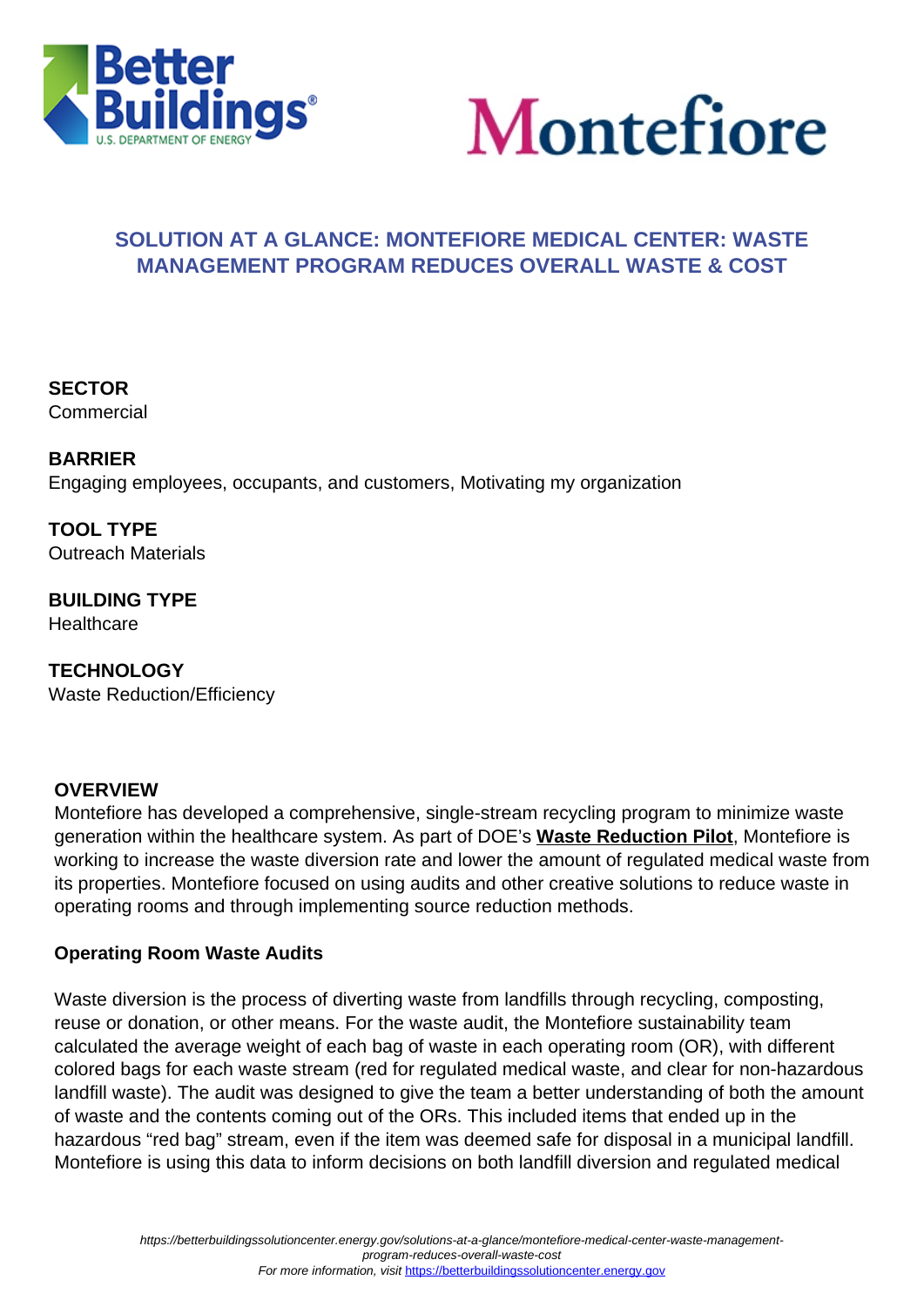# SOLUTION AT A GLANCE: MONTEFIORE MEDICAL CENTER: WASTE MANAGEMENT PROGRAM REDUCES OVERALL WASTE & COST

**SECTOR**
Commercial

**BARRIER**
Engaging employees, occupants, and customers, Motivating my organization

**TOOL TYPE**
Outreach Materials

**BUILDING TYPE**
Healthcare

**TECHNOLOGY**
Waste Reduction/Efficiency

## OVERVIEW

Montefiore has developed a comprehensive, single-stream recycling program to minimize waste generation within the healthcare system. As part of DOE's **Waste Reduction Pilot**, Montefiore is working to increase the waste diversion rate and lower the amount of regulated medical waste from its properties. Montefiore focused on using audits and other creative solutions to reduce waste in operating rooms and through implementing source reduction methods.

### Operating Room Waste Audits

Waste diversion is the process of diverting waste from landfills through recycling, composting, reuse or donation, or other means. For the waste audit, the Montefiore sustainability team calculated the average weight of each bag of waste in each operating room (OR), with different colored bags for each waste stream (red for regulated medical waste, and clear for non-hazardous landfill waste). The audit was designed to give the team a better understanding of both the amount of waste and the contents coming out of the ORs. This included items that ended up in the hazardous "red bag" stream, even if the item was deemed safe for disposal in a municipal landfill. Montefiore is using this data to inform decisions on both landfill diversion and regulated medical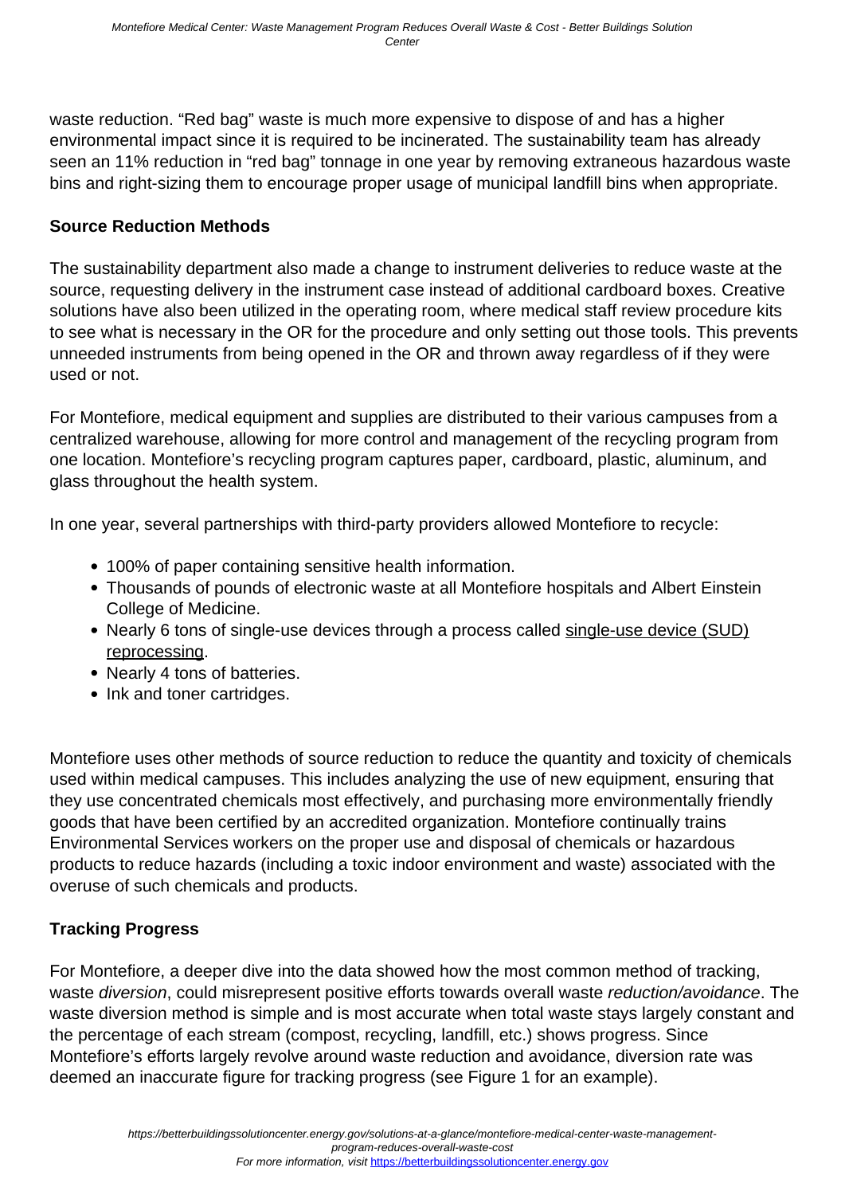waste reduction. “Red bag” waste is much more expensive to dispose of and has a higher environmental impact since it is required to be incinerated. The sustainability team has already seen an 11% reduction in “red bag” tonnage in one year by removing extraneous hazardous waste bins and right-sizing them to encourage proper usage of municipal landfill bins when appropriate.

**Source Reduction Methods**

The sustainability department also made a change to instrument deliveries to reduce waste at the source, requesting delivery in the instrument case instead of additional cardboard boxes. Creative solutions have also been utilized in the operating room, where medical staff review procedure kits to see what is necessary in the OR for the procedure and only setting out those tools. This prevents unneeded instruments from being opened in the OR and thrown away regardless of if they were used or not.

For Montefiore, medical equipment and supplies are distributed to their various campuses from a centralized warehouse, allowing for more control and management of the recycling program from one location. Montefiore’s recycling program captures paper, cardboard, plastic, aluminum, and glass throughout the health system.

In one year, several partnerships with third-party providers allowed Montefiore to recycle:

- 100% of paper containing sensitive health information.
- Thousands of pounds of electronic waste at all Montefiore hospitals and Albert Einstein College of Medicine.
- Nearly 6 tons of single-use devices through a process called single-use device (SUD) reprocessing.
- Nearly 4 tons of batteries.
- Ink and toner cartridges.

Montefiore uses other methods of source reduction to reduce the quantity and toxicity of chemicals used within medical campuses. This includes analyzing the use of new equipment, ensuring that they use concentrated chemicals most effectively, and purchasing more environmentally friendly goods that have been certified by an accredited organization. Montefiore continually trains Environmental Services workers on the proper use and disposal of chemicals or hazardous products to reduce hazards (including a toxic indoor environment and waste) associated with the overuse of such chemicals and products.

**Tracking Progress**

For Montefiore, a deeper dive into the data showed how the most common method of tracking, waste *diversion*, could misrepresent positive efforts towards overall waste *reduction/avoidance*. The waste diversion method is simple and is most accurate when total waste stays largely constant and the percentage of each stream (compost, recycling, landfill, etc.) shows progress. Since Montefiore’s efforts largely revolve around waste reduction and avoidance, diversion rate was deemed an inaccurate figure for tracking progress (see Figure 1 for an example).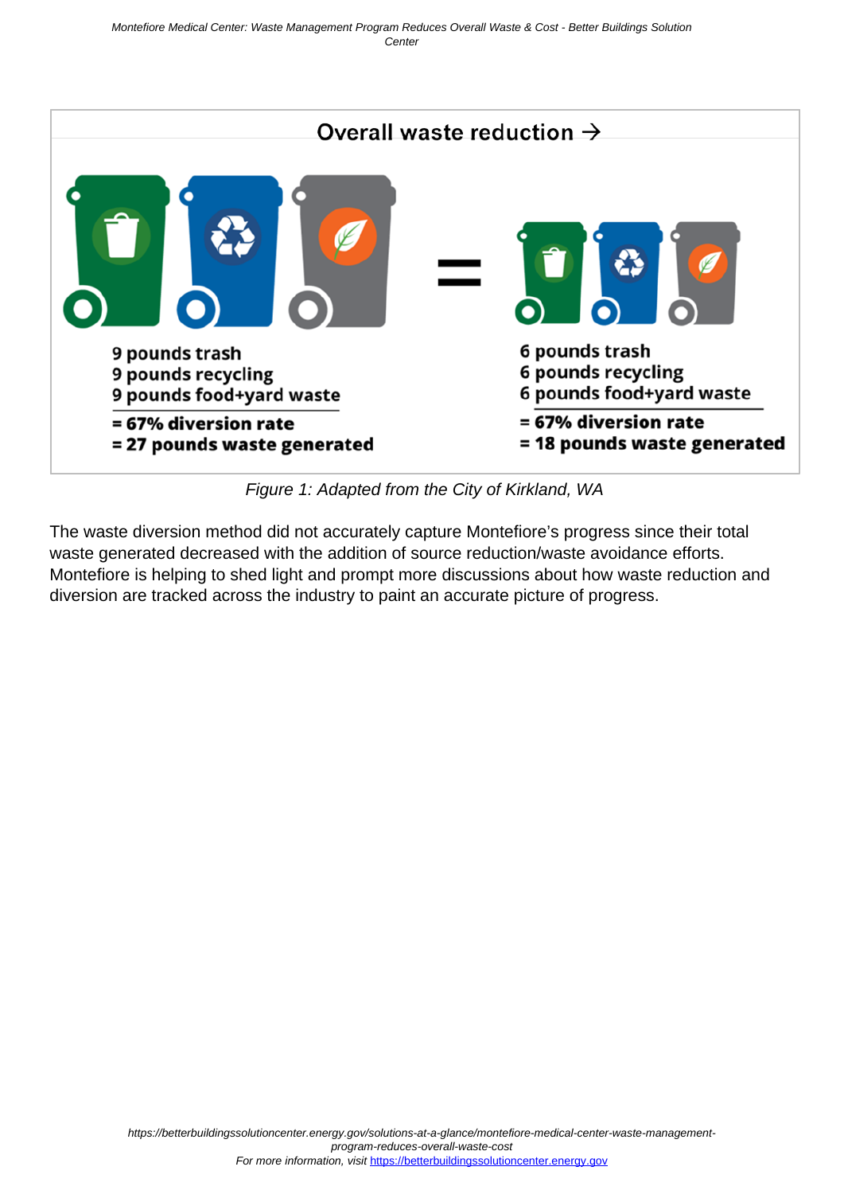**Overall waste reduction →**

| | |
|---|---|
| 9 pounds trash | 6 pounds trash |
| 9 pounds recycling | 6 pounds recycling |
| 9 pounds food+yard waste | 6 pounds food+yard waste |
| **= 67% diversion rate** | **= 67% diversion rate** |
| **= 27 pounds waste generated** | **= 18 pounds waste generated** |

*Figure 1: Adapted from the City of Kirkland, WA*

The waste diversion method did not accurately capture Montefiore's progress since their total waste generated decreased with the addition of source reduction/waste avoidance efforts. Montefiore is helping to shed light and prompt more discussions about how waste reduction and diversion are tracked across the industry to paint an accurate picture of progress.